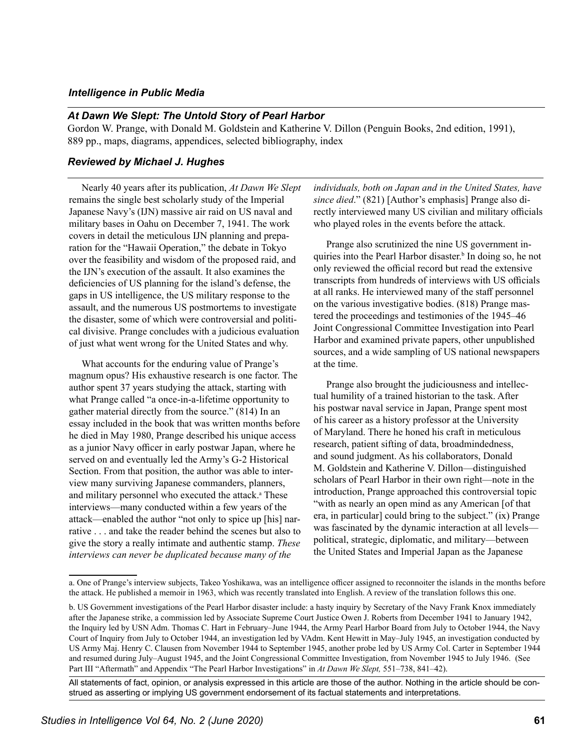*Intelligence in Public Media*

## *At Dawn We Slept: The Untold Story of Pearl Harbor*

Gordon W. Prange, with Donald M. Goldstein and Katherine V. Dillon (Penguin Books, 2nd edition, 1991), 889 pp., maps, diagrams, appendices, selected bibliography, index

### *Reviewed by Michael J. Hughes*

Nearly 40 years after its publication, *At Dawn We Slept* remains the single best scholarly study of the Imperial Japanese Navy's (IJN) massive air raid on US naval and military bases in Oahu on December 7, 1941. The work covers in detail the meticulous IJN planning and preparation for the "Hawaii Operation," the debate in Tokyo over the feasibility and wisdom of the proposed raid, and the IJN's execution of the assault. It also examines the deficiencies of US planning for the island's defense, the gaps in US intelligence, the US military response to the assault, and the numerous US postmortems to investigate the disaster, some of which were controversial and political divisive. Prange concludes with a judicious evaluation of just what went wrong for the United States and why.

What accounts for the enduring value of Prange's magnum opus? His exhaustive research is one factor. The author spent 37 years studying the attack, starting with what Prange called "a once-in-a-lifetime opportunity to gather material directly from the source." (814) In an essay included in the book that was written months before he died in May 1980, Prange described his unique access as a junior Navy officer in early postwar Japan, where he served on and eventually led the Army's G-2 Historical Section. From that position, the author was able to interview many surviving Japanese commanders, planners, and military personnel who executed the attack.[a] These interviews—many conducted within a few years of the attack—enabled the author "not only to spice up [his] narrative . . . and take the reader behind the scenes but also to give the story a really intimate and authentic stamp. *These interviews can never be duplicated because many of the individuals, both on Japan and in the United States, have since died*." (821) [Author's emphasis] Prange also directly interviewed many US civilian and military officials who played roles in the events before the attack.

Prange also scrutinized the nine US government inquiries into the Pearl Harbor disaster.[b] In doing so, he not only reviewed the official record but read the extensive transcripts from hundreds of interviews with US officials at all ranks. He interviewed many of the staff personnel on the various investigative bodies. (818) Prange mastered the proceedings and testimonies of the 1945–46 Joint Congressional Committee Investigation into Pearl Harbor and examined private papers, other unpublished sources, and a wide sampling of US national newspapers at the time.

Prange also brought the judiciousness and intellectual humility of a trained historian to the task. After his postwar naval service in Japan, Prange spent most of his career as a history professor at the University of Maryland. There he honed his craft in meticulous research, patient sifting of data, broadmindedness, and sound judgment. As his collaborators, Donald M. Goldstein and Katherine V. Dillon—distinguished scholars of Pearl Harbor in their own right—note in the introduction, Prange approached this controversial topic "with as nearly an open mind as any American [of that era, in particular] could bring to the subject." (ix) Prange was fascinated by the dynamic interaction at all levels—political, strategic, diplomatic, and military—between the United States and Imperial Japan as the Japanese

---

a. One of Prange's interview subjects, Takeo Yoshikawa, was an intelligence officer assigned to reconnoiter the islands in the months before the attack. He published a memoir in 1963, which was recently translated into English. A review of the translation follows this one.

b. US Government investigations of the Pearl Harbor disaster include: a hasty inquiry by Secretary of the Navy Frank Knox immediately after the Japanese strike, a commission led by Associate Supreme Court Justice Owen J. Roberts from December 1941 to January 1942, the Inquiry led by USN Adm. Thomas C. Hart in February–June 1944, the Army Pearl Harbor Board from July to October 1944, the Navy Court of Inquiry from July to October 1944, an investigation led by VAdm. Kent Hewitt in May–July 1945, an investigation conducted by US Army Maj. Henry C. Clausen from November 1944 to September 1945, another probe led by US Army Col. Carter in September 1944 and resumed during July–August 1945, and the Joint Congressional Committee Investigation, from November 1945 to July 1946. (See Part III "Aftermath" and Appendix "The Pearl Harbor Investigations" in *At Dawn We Slept,* 551–738, 841–42).

All statements of fact, opinion, or analysis expressed in this article are those of the author. Nothing in the article should be construed as asserting or implying US government endorsement of its factual statements and interpretations.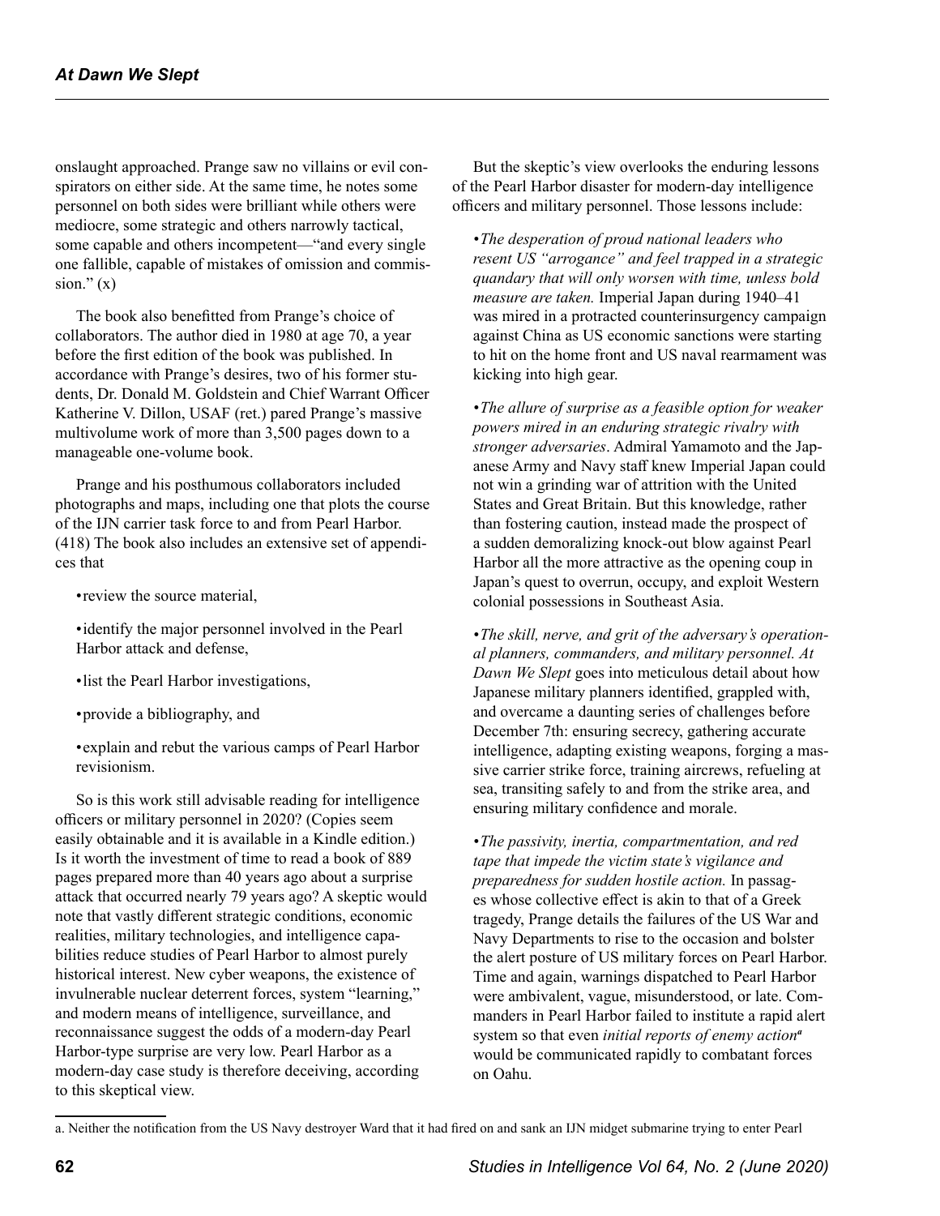onslaught approached. Prange saw no villains or evil conspirators on either side. At the same time, he notes some personnel on both sides were brilliant while others were mediocre, some strategic and others narrowly tactical, some capable and others incompetent—"and every single one fallible, capable of mistakes of omission and commission." (x)

The book also benefitted from Prange's choice of collaborators. The author died in 1980 at age 70, a year before the first edition of the book was published. In accordance with Prange's desires, two of his former students, Dr. Donald M. Goldstein and Chief Warrant Officer Katherine V. Dillon, USAF (ret.) pared Prange's massive multivolume work of more than 3,500 pages down to a manageable one-volume book.

Prange and his posthumous collaborators included photographs and maps, including one that plots the course of the IJN carrier task force to and from Pearl Harbor. (418) The book also includes an extensive set of appendices that

- review the source material,
- identify the major personnel involved in the Pearl Harbor attack and defense,
- list the Pearl Harbor investigations,
- provide a bibliography, and
- explain and rebut the various camps of Pearl Harbor revisionism.

So is this work still advisable reading for intelligence officers or military personnel in 2020? (Copies seem easily obtainable and it is available in a Kindle edition.) Is it worth the investment of time to read a book of 889 pages prepared more than 40 years ago about a surprise attack that occurred nearly 79 years ago? A skeptic would note that vastly different strategic conditions, economic realities, military technologies, and intelligence capabilities reduce studies of Pearl Harbor to almost purely historical interest. New cyber weapons, the existence of invulnerable nuclear deterrent forces, system "learning," and modern means of intelligence, surveillance, and reconnaissance suggest the odds of a modern-day Pearl Harbor-type surprise are very low. Pearl Harbor as a modern-day case study is therefore deceiving, according to this skeptical view.

But the skeptic's view overlooks the enduring lessons of the Pearl Harbor disaster for modern-day intelligence officers and military personnel. Those lessons include:

- *The desperation of proud national leaders who resent US "arrogance" and feel trapped in a strategic quandary that will only worsen with time, unless bold measure are taken.* Imperial Japan during 1940–41 was mired in a protracted counterinsurgency campaign against China as US economic sanctions were starting to hit on the home front and US naval rearmament was kicking into high gear.

- *The allure of surprise as a feasible option for weaker powers mired in an enduring strategic rivalry with stronger adversaries*. Admiral Yamamoto and the Japanese Army and Navy staff knew Imperial Japan could not win a grinding war of attrition with the United States and Great Britain. But this knowledge, rather than fostering caution, instead made the prospect of a sudden demoralizing knock-out blow against Pearl Harbor all the more attractive as the opening coup in Japan's quest to overrun, occupy, and exploit Western colonial possessions in Southeast Asia.

- *The skill, nerve, and grit of the adversary's operational planners, commanders, and military personnel. At Dawn We Slept* goes into meticulous detail about how Japanese military planners identified, grappled with, and overcame a daunting series of challenges before December 7th: ensuring secrecy, gathering accurate intelligence, adapting existing weapons, forging a massive carrier strike force, training aircrews, refueling at sea, transiting safely to and from the strike area, and ensuring military confidence and morale.

- *The passivity, inertia, compartmentation, and red tape that impede the victim state's vigilance and preparedness for sudden hostile action.* In passages whose collective effect is akin to that of a Greek tragedy, Prange details the failures of the US War and Navy Departments to rise to the occasion and bolster the alert posture of US military forces on Pearl Harbor. Time and again, warnings dispatched to Pearl Harbor were ambivalent, vague, misunderstood, or late. Commanders in Pearl Harbor failed to institute a rapid alert system so that even *initial reports of enemy action*[a] would be communicated rapidly to combatant forces on Oahu.

a. Neither the notification from the US Navy destroyer Ward that it had fired on and sank an IJN midget submarine trying to enter Pearl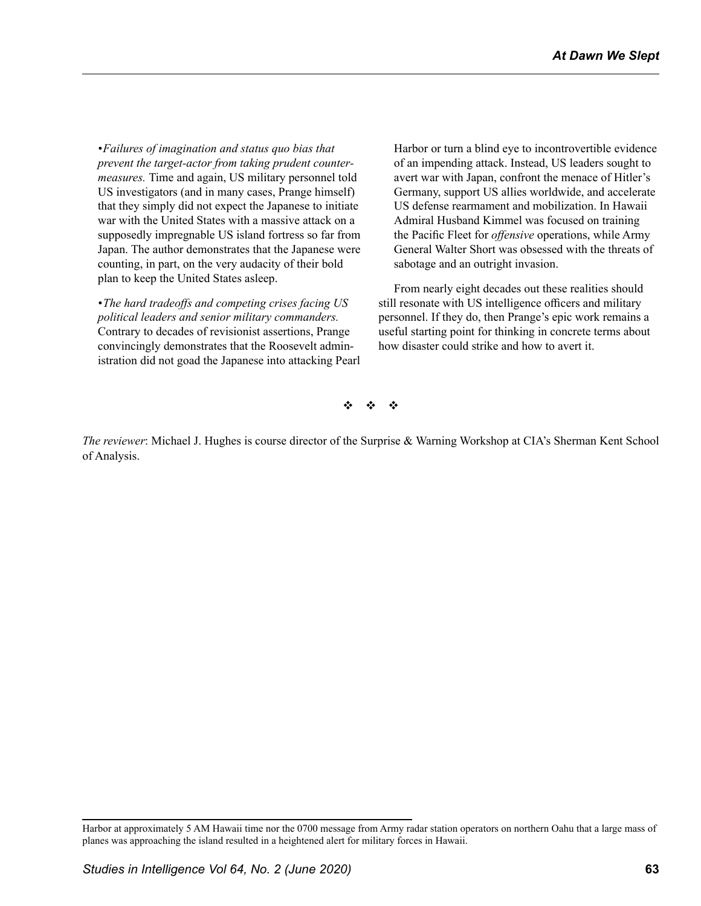•*Failures of imagination and status quo bias that prevent the target-actor from taking prudent countermeasures.* Time and again, US military personnel told US investigators (and in many cases, Prange himself) that they simply did not expect the Japanese to initiate war with the United States with a massive attack on a supposedly impregnable US island fortress so far from Japan. The author demonstrates that the Japanese were counting, in part, on the very audacity of their bold plan to keep the United States asleep.

•*The hard tradeoffs and competing crises facing US political leaders and senior military commanders.* Contrary to decades of revisionist assertions, Prange convincingly demonstrates that the Roosevelt administration did not goad the Japanese into attacking Pearl Harbor or turn a blind eye to incontrovertible evidence of an impending attack. Instead, US leaders sought to avert war with Japan, confront the menace of Hitler's Germany, support US allies worldwide, and accelerate US defense rearmament and mobilization. In Hawaii Admiral Husband Kimmel was focused on training the Pacific Fleet for *offensive* operations, while Army General Walter Short was obsessed with the threats of sabotage and an outright invasion.

From nearly eight decades out these realities should still resonate with US intelligence officers and military personnel. If they do, then Prange's epic work remains a useful starting point for thinking in concrete terms about how disaster could strike and how to avert it.

❖ ❖ ❖

*The reviewer*: Michael J. Hughes is course director of the Surprise & Warning Workshop at CIA's Sherman Kent School of Analysis.

---

Harbor at approximately 5 AM Hawaii time nor the 0700 message from Army radar station operators on northern Oahu that a large mass of planes was approaching the island resulted in a heightened alert for military forces in Hawaii.